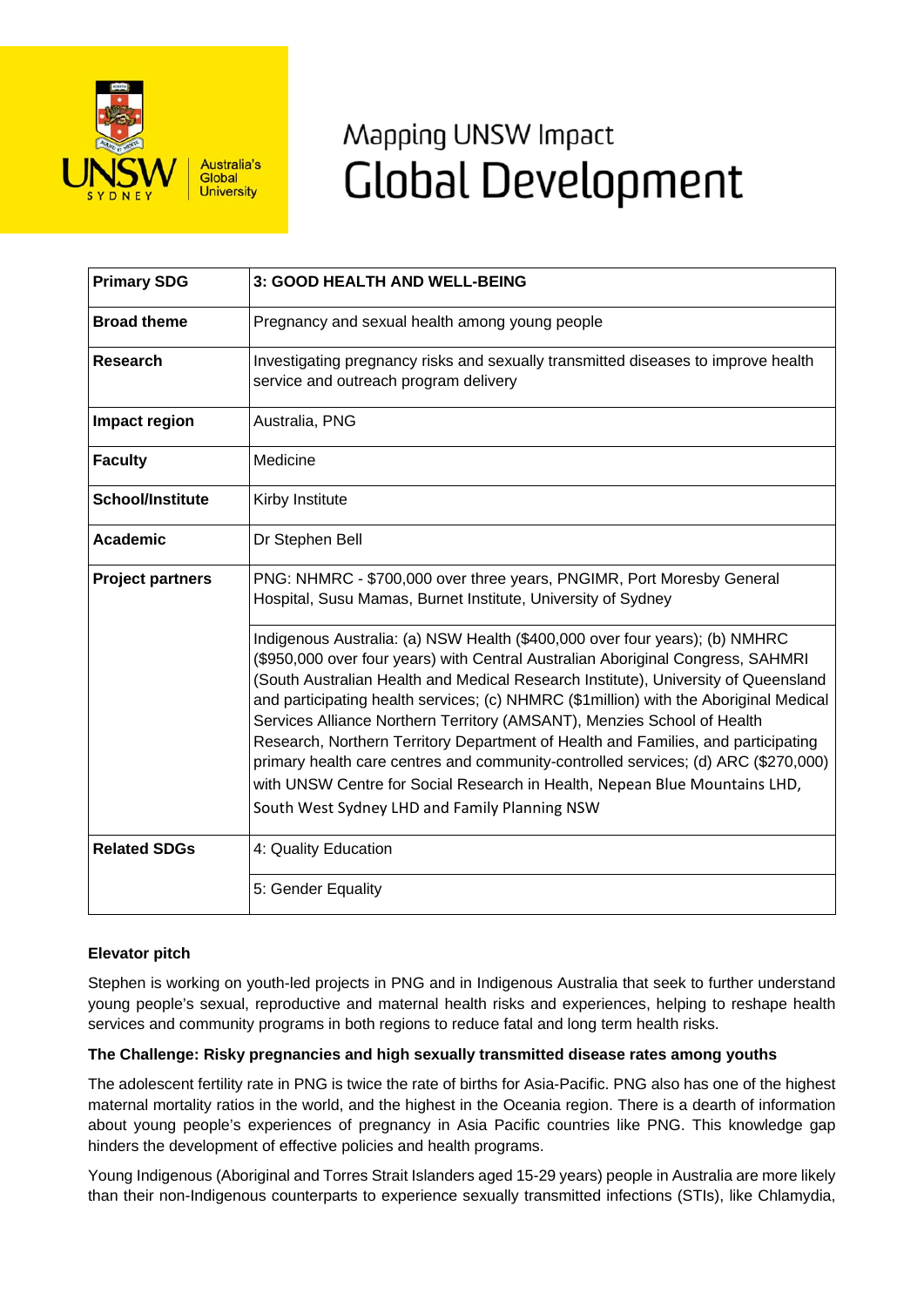# Mapping UNSW Impact
# Global Development

| | |
|---|---|
| **Primary SDG** | **3: GOOD HEALTH AND WELL-BEING** |
| **Broad theme** | Pregnancy and sexual health among young people |
| **Research** | Investigating pregnancy risks and sexually transmitted diseases to improve health service and outreach program delivery |
| **Impact region** | Australia, PNG |
| **Faculty** | Medicine |
| **School/Institute** | Kirby Institute |
| **Academic** | Dr Stephen Bell |
| **Project partners** | PNG: NHMRC - $700,000 over three years, PNGIMR, Port Moresby General Hospital, Susu Mamas, Burnet Institute, University of Sydney |
| | Indigenous Australia: (a) NSW Health ($400,000 over four years); (b) NMHRC ($950,000 over four years) with Central Australian Aboriginal Congress, SAHMRI (South Australian Health and Medical Research Institute), University of Queensland and participating health services; (c) NHMRC ($1million) with the Aboriginal Medical Services Alliance Northern Territory (AMSANT), Menzies School of Health Research, Northern Territory Department of Health and Families, and participating primary health care centres and community-controlled services; (d) ARC ($270,000) with UNSW Centre for Social Research in Health, Nepean Blue Mountains LHD, South West Sydney LHD and Family Planning NSW |
| **Related SDGs** | 4: Quality Education |
| | 5: Gender Equality |

**Elevator pitch**

Stephen is working on youth-led projects in PNG and in Indigenous Australia that seek to further understand young people's sexual, reproductive and maternal health risks and experiences, helping to reshape health services and community programs in both regions to reduce fatal and long term health risks.

**The Challenge: Risky pregnancies and high sexually transmitted disease rates among youths**

The adolescent fertility rate in PNG is twice the rate of births for Asia-Pacific. PNG also has one of the highest maternal mortality ratios in the world, and the highest in the Oceania region. There is a dearth of information about young people's experiences of pregnancy in Asia Pacific countries like PNG. This knowledge gap hinders the development of effective policies and health programs.

Young Indigenous (Aboriginal and Torres Strait Islanders aged 15-29 years) people in Australia are more likely than their non-Indigenous counterparts to experience sexually transmitted infections (STIs), like Chlamydia,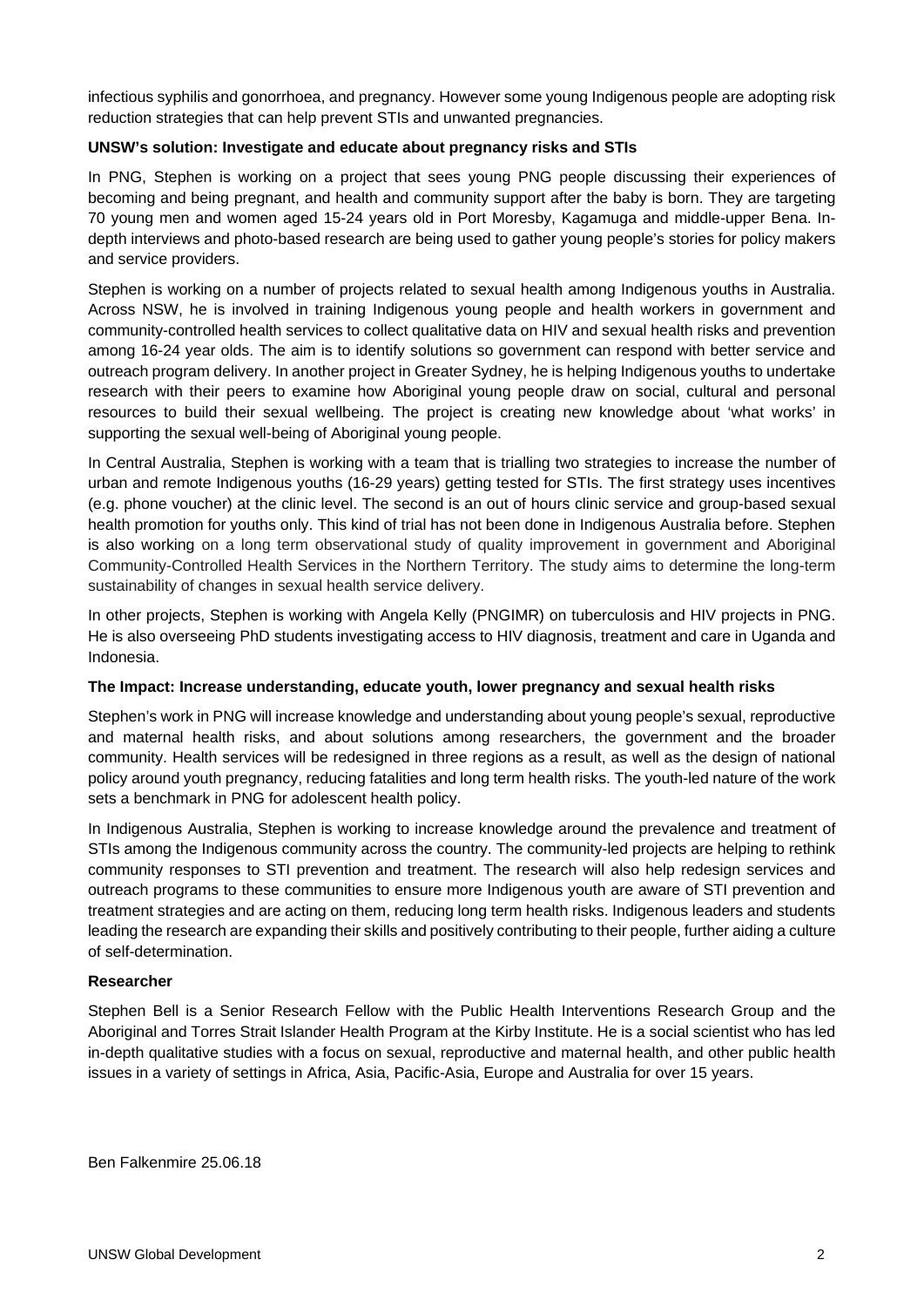infectious syphilis and gonorrhoea, and pregnancy. However some young Indigenous people are adopting risk reduction strategies that can help prevent STIs and unwanted pregnancies.

**UNSW's solution: Investigate and educate about pregnancy risks and STIs**

In PNG, Stephen is working on a project that sees young PNG people discussing their experiences of becoming and being pregnant, and health and community support after the baby is born. They are targeting 70 young men and women aged 15-24 years old in Port Moresby, Kagamuga and middle-upper Bena. In-depth interviews and photo-based research are being used to gather young people's stories for policy makers and service providers.

Stephen is working on a number of projects related to sexual health among Indigenous youths in Australia. Across NSW, he is involved in training Indigenous young people and health workers in government and community-controlled health services to collect qualitative data on HIV and sexual health risks and prevention among 16-24 year olds. The aim is to identify solutions so government can respond with better service and outreach program delivery. In another project in Greater Sydney, he is helping Indigenous youths to undertake research with their peers to examine how Aboriginal young people draw on social, cultural and personal resources to build their sexual wellbeing. The project is creating new knowledge about 'what works' in supporting the sexual well-being of Aboriginal young people.

In Central Australia, Stephen is working with a team that is trialling two strategies to increase the number of urban and remote Indigenous youths (16-29 years) getting tested for STIs. The first strategy uses incentives (e.g. phone voucher) at the clinic level. The second is an out of hours clinic service and group-based sexual health promotion for youths only. This kind of trial has not been done in Indigenous Australia before. Stephen is also working on a long term observational study of quality improvement in government and Aboriginal Community-Controlled Health Services in the Northern Territory. The study aims to determine the long-term sustainability of changes in sexual health service delivery.

In other projects, Stephen is working with Angela Kelly (PNGIMR) on tuberculosis and HIV projects in PNG. He is also overseeing PhD students investigating access to HIV diagnosis, treatment and care in Uganda and Indonesia.

**The Impact: Increase understanding, educate youth, lower pregnancy and sexual health risks**

Stephen's work in PNG will increase knowledge and understanding about young people's sexual, reproductive and maternal health risks, and about solutions among researchers, the government and the broader community. Health services will be redesigned in three regions as a result, as well as the design of national policy around youth pregnancy, reducing fatalities and long term health risks. The youth-led nature of the work sets a benchmark in PNG for adolescent health policy.

In Indigenous Australia, Stephen is working to increase knowledge around the prevalence and treatment of STIs among the Indigenous community across the country. The community-led projects are helping to rethink community responses to STI prevention and treatment. The research will also help redesign services and outreach programs to these communities to ensure more Indigenous youth are aware of STI prevention and treatment strategies and are acting on them, reducing long term health risks. Indigenous leaders and students leading the research are expanding their skills and positively contributing to their people, further aiding a culture of self-determination.

**Researcher**

Stephen Bell is a Senior Research Fellow with the Public Health Interventions Research Group and the Aboriginal and Torres Strait Islander Health Program at the Kirby Institute. He is a social scientist who has led in-depth qualitative studies with a focus on sexual, reproductive and maternal health, and other public health issues in a variety of settings in Africa, Asia, Pacific-Asia, Europe and Australia for over 15 years.

Ben Falkenmire 25.06.18